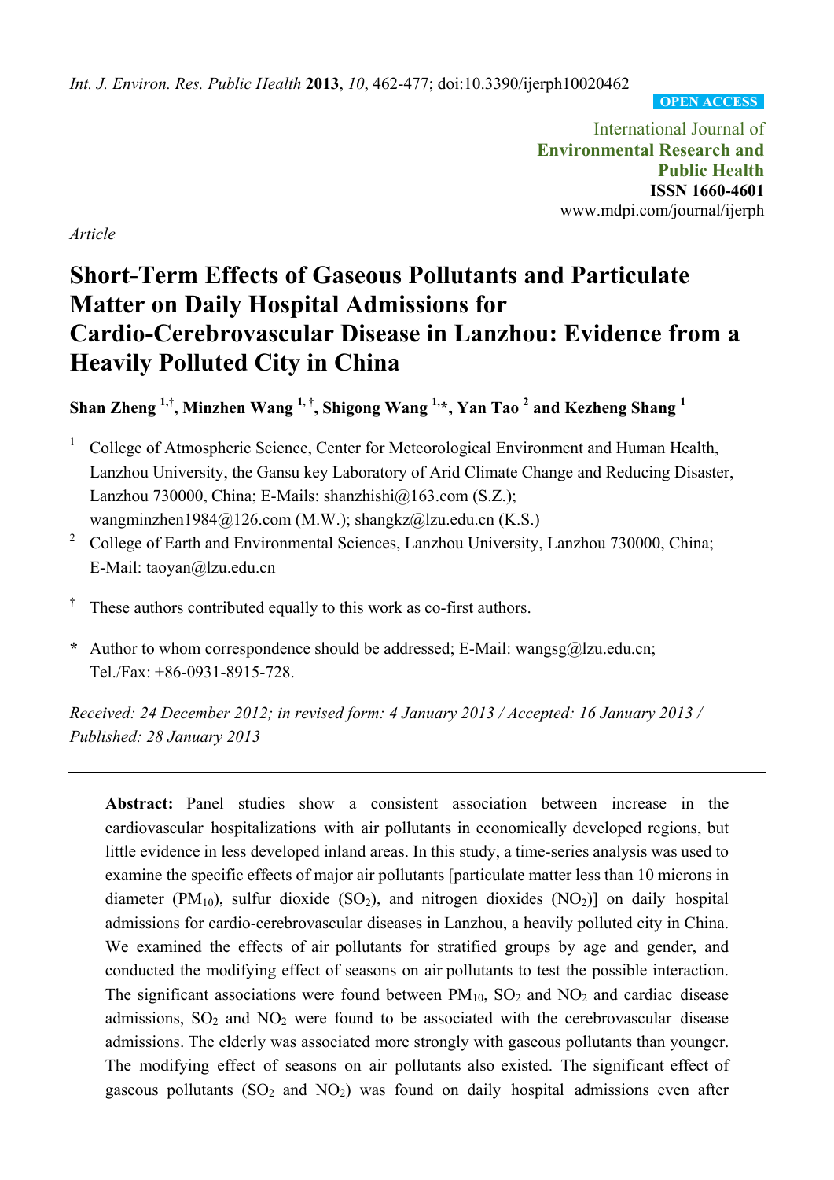*Int. J. Environ. Res. Public Health* **2013**, *10*, 462-477; doi:10.3390/ijerph10020462

**OPEN ACCESS**

International Journal of
**Environmental Research and Public Health**
**ISSN 1660-4601**
www.mdpi.com/journal/ijerph

*Article*

# Short-Term Effects of Gaseous Pollutants and Particulate Matter on Daily Hospital Admissions for Cardio-Cerebrovascular Disease in Lanzhou: Evidence from a Heavily Polluted City in China

**Shan Zheng [1,†], Minzhen Wang [1,†], Shigong Wang [1,*], Yan Tao [2] and Kezheng Shang [1]**

[1] College of Atmospheric Science, Center for Meteorological Environment and Human Health, Lanzhou University, the Gansu key Laboratory of Arid Climate Change and Reducing Disaster, Lanzhou 730000, China; E-Mails: shanzhishi@163.com (S.Z.); wangminzhen1984@126.com (M.W.); shangkz@lzu.edu.cn (K.S.)

[2] College of Earth and Environmental Sciences, Lanzhou University, Lanzhou 730000, China; E-Mail: taoyan@lzu.edu.cn

[†] These authors contributed equally to this work as co-first authors.

[*] Author to whom correspondence should be addressed; E-Mail: wangsg@lzu.edu.cn; Tel./Fax: +86-0931-8915-728.

*Received: 24 December 2012; in revised form: 4 January 2013 / Accepted: 16 January 2013 / Published: 28 January 2013*

---

**Abstract:** Panel studies show a consistent association between increase in the cardiovascular hospitalizations with air pollutants in economically developed regions, but little evidence in less developed inland areas. In this study, a time-series analysis was used to examine the specific effects of major air pollutants [particulate matter less than 10 microns in diameter ($PM_{10}$), sulfur dioxide ($SO_2$), and nitrogen dioxides ($NO_2$)] on daily hospital admissions for cardio-cerebrovascular diseases in Lanzhou, a heavily polluted city in China. We examined the effects of air pollutants for stratified groups by age and gender, and conducted the modifying effect of seasons on air pollutants to test the possible interaction. The significant associations were found between $PM_{10}$, $SO_2$ and $NO_2$ and cardiac disease admissions, $SO_2$ and $NO_2$ were found to be associated with the cerebrovascular disease admissions. The elderly was associated more strongly with gaseous pollutants than younger. The modifying effect of seasons on air pollutants also existed. The significant effect of gaseous pollutants ($SO_2$ and $NO_2$) was found on daily hospital admissions even after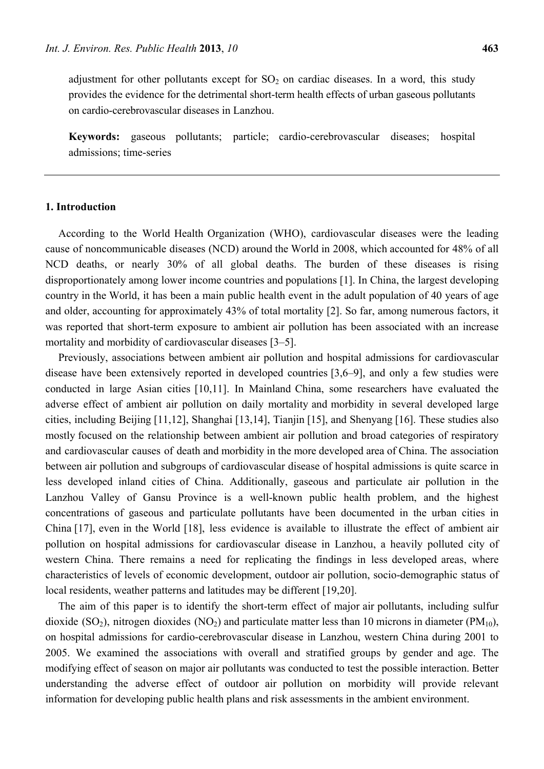adjustment for other pollutants except for $SO_2$ on cardiac diseases. In a word, this study provides the evidence for the detrimental short-term health effects of urban gaseous pollutants on cardio-cerebrovascular diseases in Lanzhou.

**Keywords:** gaseous pollutants; particle; cardio-cerebrovascular diseases; hospital admissions; time-series

## 1. Introduction

According to the World Health Organization (WHO), cardiovascular diseases were the leading cause of noncommunicable diseases (NCD) around the World in 2008, which accounted for 48% of all NCD deaths, or nearly 30% of all global deaths. The burden of these diseases is rising disproportionately among lower income countries and populations [1]. In China, the largest developing country in the World, it has been a main public health event in the adult population of 40 years of age and older, accounting for approximately 43% of total mortality [2]. So far, among numerous factors, it was reported that short-term exposure to ambient air pollution has been associated with an increase mortality and morbidity of cardiovascular diseases [3–5].

Previously, associations between ambient air pollution and hospital admissions for cardiovascular disease have been extensively reported in developed countries [3,6–9], and only a few studies were conducted in large Asian cities [10,11]. In Mainland China, some researchers have evaluated the adverse effect of ambient air pollution on daily mortality and morbidity in several developed large cities, including Beijing [11,12], Shanghai [13,14], Tianjin [15], and Shenyang [16]. These studies also mostly focused on the relationship between ambient air pollution and broad categories of respiratory and cardiovascular causes of death and morbidity in the more developed area of China. The association between air pollution and subgroups of cardiovascular disease of hospital admissions is quite scarce in less developed inland cities of China. Additionally, gaseous and particulate air pollution in the Lanzhou Valley of Gansu Province is a well-known public health problem, and the highest concentrations of gaseous and particulate pollutants have been documented in the urban cities in China [17], even in the World [18], less evidence is available to illustrate the effect of ambient air pollution on hospital admissions for cardiovascular disease in Lanzhou, a heavily polluted city of western China. There remains a need for replicating the findings in less developed areas, where characteristics of levels of economic development, outdoor air pollution, socio-demographic status of local residents, weather patterns and latitudes may be different [19,20].

The aim of this paper is to identify the short-term effect of major air pollutants, including sulfur dioxide ($SO_2$), nitrogen dioxides ($NO_2$) and particulate matter less than 10 microns in diameter ($PM_{10}$), on hospital admissions for cardio-cerebrovascular disease in Lanzhou, western China during 2001 to 2005. We examined the associations with overall and stratified groups by gender and age. The modifying effect of season on major air pollutants was conducted to test the possible interaction. Better understanding the adverse effect of outdoor air pollution on morbidity will provide relevant information for developing public health plans and risk assessments in the ambient environment.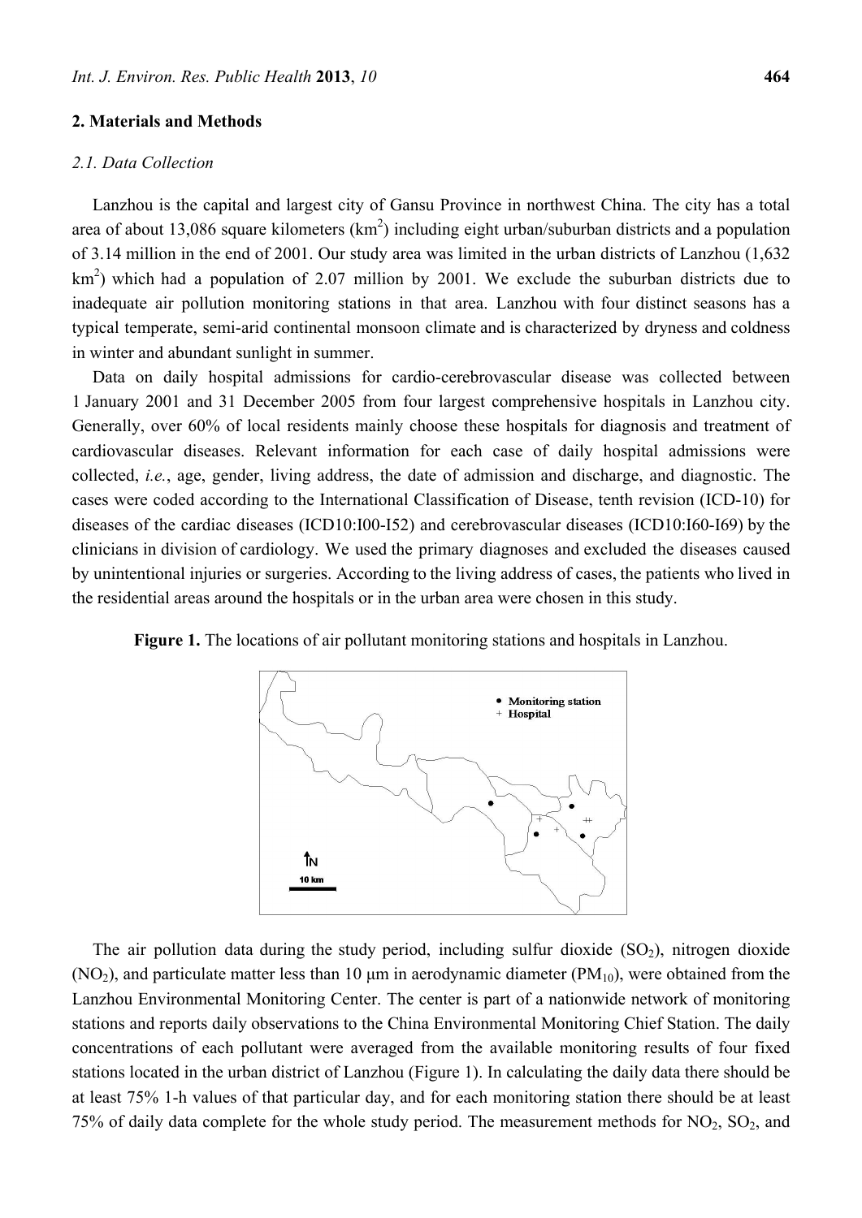## 2. Materials and Methods

### *2.1. Data Collection*

Lanzhou is the capital and largest city of Gansu Province in northwest China. The city has a total area of about 13,086 square kilometers ($km^2$) including eight urban/suburban districts and a population of 3.14 million in the end of 2001. Our study area was limited in the urban districts of Lanzhou (1,632 $km^2$) which had a population of 2.07 million by 2001. We exclude the suburban districts due to inadequate air pollution monitoring stations in that area. Lanzhou with four distinct seasons has a typical temperate, semi-arid continental monsoon climate and is characterized by dryness and coldness in winter and abundant sunlight in summer.

Data on daily hospital admissions for cardio-cerebrovascular disease was collected between 1 January 2001 and 31 December 2005 from four largest comprehensive hospitals in Lanzhou city. Generally, over 60% of local residents mainly choose these hospitals for diagnosis and treatment of cardiovascular diseases. Relevant information for each case of daily hospital admissions were collected, *i.e.*, age, gender, living address, the date of admission and discharge, and diagnostic. The cases were coded according to the International Classification of Disease, tenth revision (ICD-10) for diseases of the cardiac diseases (ICD10:I00-I52) and cerebrovascular diseases (ICD10:I60-I69) by the clinicians in division of cardiology. We used the primary diagnoses and excluded the diseases caused by unintentional injuries or surgeries. According to the living address of cases, the patients who lived in the residential areas around the hospitals or in the urban area were chosen in this study.

**Figure 1.** The locations of air pollutant monitoring stations and hospitals in Lanzhou.

The air pollution data during the study period, including sulfur dioxide ($SO_2$), nitrogen dioxide ($NO_2$), and particulate matter less than 10 μm in aerodynamic diameter ($PM_{10}$), were obtained from the Lanzhou Environmental Monitoring Center. The center is part of a nationwide network of monitoring stations and reports daily observations to the China Environmental Monitoring Chief Station. The daily concentrations of each pollutant were averaged from the available monitoring results of four fixed stations located in the urban district of Lanzhou (Figure 1). In calculating the daily data there should be at least 75% 1-h values of that particular day, and for each monitoring station there should be at least 75% of daily data complete for the whole study period. The measurement methods for $NO_2$, $SO_2$, and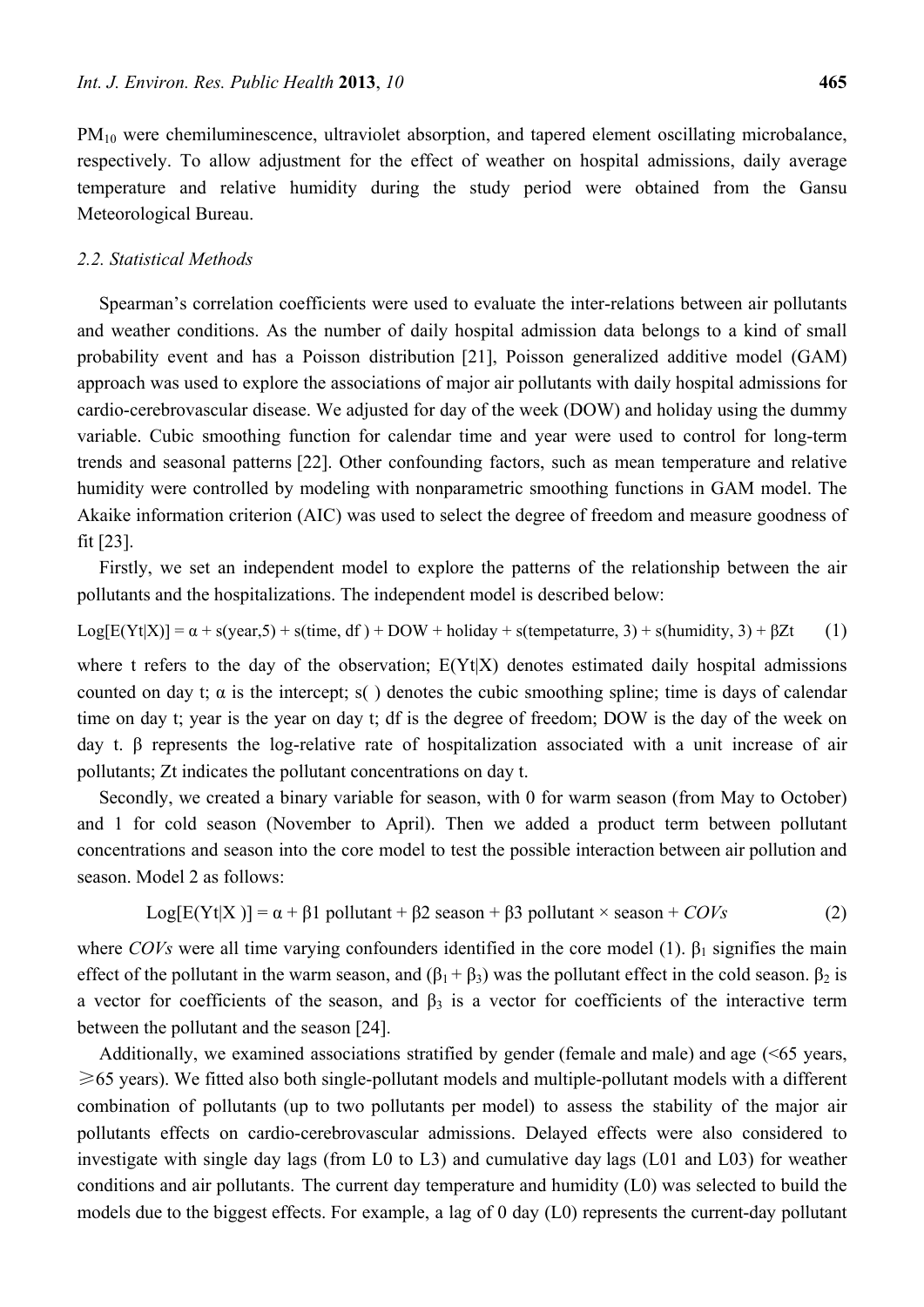$PM_{10}$ were chemiluminescence, ultraviolet absorption, and tapered element oscillating microbalance, respectively. To allow adjustment for the effect of weather on hospital admissions, daily average temperature and relative humidity during the study period were obtained from the Gansu Meteorological Bureau.

### *2.2. Statistical Methods*

Spearman's correlation coefficients were used to evaluate the inter-relations between air pollutants and weather conditions. As the number of daily hospital admission data belongs to a kind of small probability event and has a Poisson distribution [21], Poisson generalized additive model (GAM) approach was used to explore the associations of major air pollutants with daily hospital admissions for cardio-cerebrovascular disease. We adjusted for day of the week (DOW) and holiday using the dummy variable. Cubic smoothing function for calendar time and year were used to control for long-term trends and seasonal patterns [22]. Other confounding factors, such as mean temperature and relative humidity were controlled by modeling with nonparametric smoothing functions in GAM model. The Akaike information criterion (AIC) was used to select the degree of freedom and measure goodness of fit [23].

Firstly, we set an independent model to explore the patterns of the relationship between the air pollutants and the hospitalizations. The independent model is described below:

$$\text{Log}[E(Yt|X)] = \alpha + s(\text{year},5) + s(\text{time}, df) + DOW + \text{holiday} + s(\text{tempetaturre}, 3) + s(\text{humidity}, 3) + \beta Zt \quad (1)$$

where t refers to the day of the observation; $E(Yt|X)$ denotes estimated daily hospital admissions counted on day t; $\alpha$ is the intercept; s( ) denotes the cubic smoothing spline; time is days of calendar time on day t; year is the year on day t; df is the degree of freedom; DOW is the day of the week on day t. $\beta$ represents the log-relative rate of hospitalization associated with a unit increase of air pollutants; Zt indicates the pollutant concentrations on day t.

Secondly, we created a binary variable for season, with 0 for warm season (from May to October) and 1 for cold season (November to April). Then we added a product term between pollutant concentrations and season into the core model to test the possible interaction between air pollution and season. Model 2 as follows:

$$\text{Log}[E(Yt|X)] = \alpha + \beta 1 \text{ pollutant} + \beta 2 \text{ season} + \beta 3 \text{ pollutant} \times \text{season} + COVs \quad (2)$$

where *COVs* were all time varying confounders identified in the core model (1). $\beta_1$ signifies the main effect of the pollutant in the warm season, and $(\beta_1 + \beta_3)$ was the pollutant effect in the cold season. $\beta_2$ is a vector for coefficients of the season, and $\beta_3$ is a vector for coefficients of the interactive term between the pollutant and the season [24].

Additionally, we examined associations stratified by gender (female and male) and age (<65 years, ≥65 years). We fitted also both single-pollutant models and multiple-pollutant models with a different combination of pollutants (up to two pollutants per model) to assess the stability of the major air pollutants effects on cardio-cerebrovascular admissions. Delayed effects were also considered to investigate with single day lags (from L0 to L3) and cumulative day lags (L01 and L03) for weather conditions and air pollutants. The current day temperature and humidity (L0) was selected to build the models due to the biggest effects. For example, a lag of 0 day (L0) represents the current-day pollutant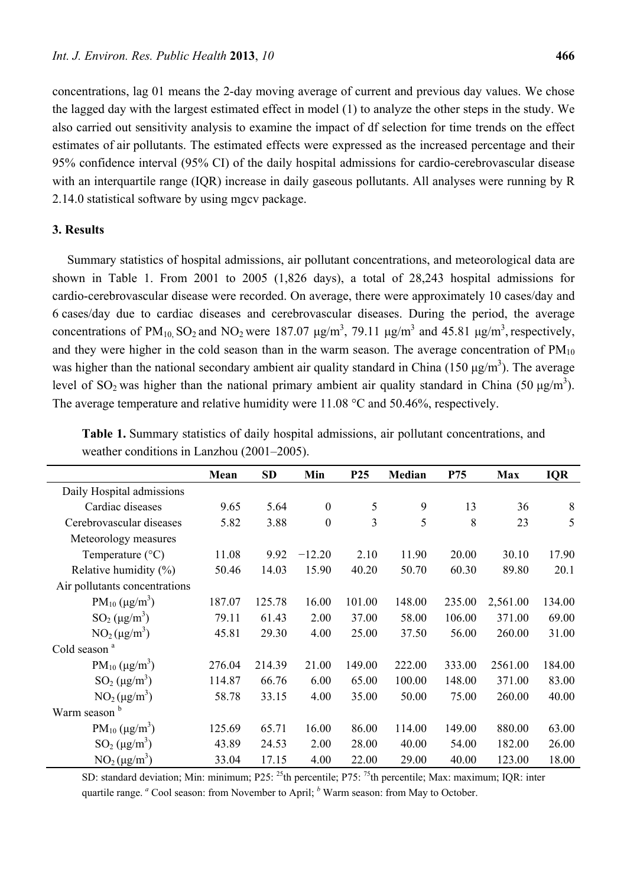concentrations, lag 01 means the 2-day moving average of current and previous day values. We chose the lagged day with the largest estimated effect in model (1) to analyze the other steps in the study. We also carried out sensitivity analysis to examine the impact of df selection for time trends on the effect estimates of air pollutants. The estimated effects were expressed as the increased percentage and their 95% confidence interval (95% CI) of the daily hospital admissions for cardio-cerebrovascular disease with an interquartile range (IQR) increase in daily gaseous pollutants. All analyses were running by R 2.14.0 statistical software by using mgcv package.

## 3. Results

Summary statistics of hospital admissions, air pollutant concentrations, and meteorological data are shown in Table 1. From 2001 to 2005 (1,826 days), a total of 28,243 hospital admissions for cardio-cerebrovascular disease were recorded. On average, there were approximately 10 cases/day and 6 cases/day due to cardiac diseases and cerebrovascular diseases. During the period, the average concentrations of $PM_{10}$, $SO_2$ and $NO_2$ were 187.07 μg/m$^3$, 79.11 μg/m$^3$ and 45.81 μg/m$^3$, respectively, and they were higher in the cold season than in the warm season. The average concentration of $PM_{10}$ was higher than the national secondary ambient air quality standard in China (150 μg/m$^3$). The average level of $SO_2$ was higher than the national primary ambient air quality standard in China (50 μg/m$^3$). The average temperature and relative humidity were 11.08 °C and 50.46%, respectively.

**Table 1.** Summary statistics of daily hospital admissions, air pollutant concentrations, and weather conditions in Lanzhou (2001–2005).

| | Mean | SD | Min | P25 | Median | P75 | Max | IQR |
|---|---|---|---|---|---|---|---|---|
| Daily Hospital admissions | | | | | | | | |
| Cardiac diseases | 9.65 | 5.64 | 0 | 5 | 9 | 13 | 36 | 8 |
| Cerebrovascular diseases | 5.82 | 3.88 | 0 | 3 | 5 | 8 | 23 | 5 |
| Meteorology measures | | | | | | | | |
| Temperature (°C) | 11.08 | 9.92 | −12.20 | 2.10 | 11.90 | 20.00 | 30.10 | 17.90 |
| Relative humidity (%) | 50.46 | 14.03 | 15.90 | 40.20 | 50.70 | 60.30 | 89.80 | 20.1 |
| Air pollutants concentrations | | | | | | | | |
| $PM_{10}$ (μg/m$^3$) | 187.07 | 125.78 | 16.00 | 101.00 | 148.00 | 235.00 | 2,561.00 | 134.00 |
| $SO_2$ (μg/m$^3$) | 79.11 | 61.43 | 2.00 | 37.00 | 58.00 | 106.00 | 371.00 | 69.00 |
| $NO_2$ (μg/m$^3$) | 45.81 | 29.30 | 4.00 | 25.00 | 37.50 | 56.00 | 260.00 | 31.00 |
| Cold season [a] | | | | | | | | |
| $PM_{10}$ (μg/m$^3$) | 276.04 | 214.39 | 21.00 | 149.00 | 222.00 | 333.00 | 2561.00 | 184.00 |
| $SO_2$ (μg/m$^3$) | 114.87 | 66.76 | 6.00 | 65.00 | 100.00 | 148.00 | 371.00 | 83.00 |
| $NO_2$ (μg/m$^3$) | 58.78 | 33.15 | 4.00 | 35.00 | 50.00 | 75.00 | 260.00 | 40.00 |
| Warm season [b] | | | | | | | | |
| $PM_{10}$ (μg/m$^3$) | 125.69 | 65.71 | 16.00 | 86.00 | 114.00 | 149.00 | 880.00 | 63.00 |
| $SO_2$ (μg/m$^3$) | 43.89 | 24.53 | 2.00 | 28.00 | 40.00 | 54.00 | 182.00 | 26.00 |
| $NO_2$ (μg/m$^3$) | 33.04 | 17.15 | 4.00 | 22.00 | 29.00 | 40.00 | 123.00 | 18.00 |

SD: standard deviation; Min: minimum; P25: $^{25}$th percentile; P75: $^{75}$th percentile; Max: maximum; IQR: inter quartile range. [a] Cool season: from November to April; [b] Warm season: from May to October.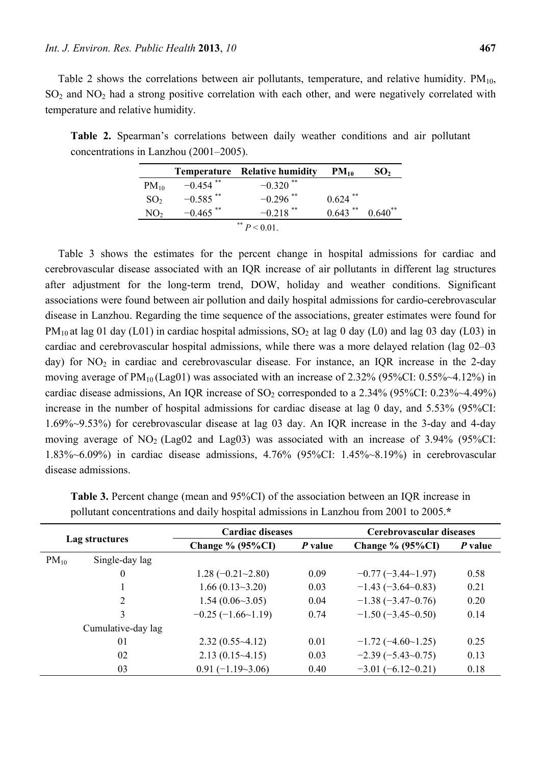Table 2 shows the correlations between air pollutants, temperature, and relative humidity. $PM_{10}$, $SO_2$ and $NO_2$ had a strong positive correlation with each other, and were negatively correlated with temperature and relative humidity.

**Table 2.** Spearman's correlations between daily weather conditions and air pollutant concentrations in Lanzhou (2001–2005).

| | Temperature | Relative humidity | $PM_{10}$ | $SO_2$ |
|---|---|---|---|---|
| $PM_{10}$ | −0.454 ** | −0.320 ** | | |
| $SO_2$ | −0.585 ** | −0.296 ** | 0.624 ** | |
| $NO_2$ | −0.465 ** | −0.218 ** | 0.643 ** | 0.640** |

** $P < 0.01$.

Table 3 shows the estimates for the percent change in hospital admissions for cardiac and cerebrovascular disease associated with an IQR increase of air pollutants in different lag structures after adjustment for the long-term trend, DOW, holiday and weather conditions. Significant associations were found between air pollution and daily hospital admissions for cardio-cerebrovascular disease in Lanzhou. Regarding the time sequence of the associations, greater estimates were found for $PM_{10}$ at lag 01 day (L01) in cardiac hospital admissions, $SO_2$ at lag 0 day (L0) and lag 03 day (L03) in cardiac and cerebrovascular hospital admissions, while there was a more delayed relation (lag 02–03 day) for $NO_2$ in cardiac and cerebrovascular disease. For instance, an IQR increase in the 2-day moving average of $PM_{10}$ (Lag01) was associated with an increase of 2.32% (95%CI: 0.55%~4.12%) in cardiac disease admissions, An IQR increase of $SO_2$ corresponded to a 2.34% (95%CI: 0.23%~4.49%) increase in the number of hospital admissions for cardiac disease at lag 0 day, and 5.53% (95%CI: 1.69%~9.53%) for cerebrovascular disease at lag 03 day. An IQR increase in the 3-day and 4-day moving average of $NO_2$ (Lag02 and Lag03) was associated with an increase of 3.94% (95%CI: 1.83%~6.09%) in cardiac disease admissions, 4.76% (95%CI: 1.45%~8.19%) in cerebrovascular disease admissions.

**Table 3.** Percent change (mean and 95%CI) of the association between an IQR increase in pollutant concentrations and daily hospital admissions in Lanzhou from 2001 to 2005.*

| Lag structures | | Cardiac diseases | | Cerebrovascular diseases | |
|---|---|---|---|---|---|
| | | Change % (95%CI) | *P* value | Change % (95%CI) | *P* value |
| $PM_{10}$ | Single-day lag | | | | |
| | 0 | 1.28 (−0.21~2.80) | 0.09 | −0.77 (−3.44~1.97) | 0.58 |
| | 1 | 1.66 (0.13~3.20) | 0.03 | −1.43 (−3.64~0.83) | 0.21 |
| | 2 | 1.54 (0.06~3.05) | 0.04 | −1.38 (−3.47~0.76) | 0.20 |
| | 3 | −0.25 (−1.66~1.19) | 0.74 | −1.50 (−3.45~0.50) | 0.14 |
| | Cumulative-day lag | | | | |
| | 01 | 2.32 (0.55~4.12) | 0.01 | −1.72 (−4.60~1.25) | 0.25 |
| | 02 | 2.13 (0.15~4.15) | 0.03 | −2.39 (−5.43~0.75) | 0.13 |
| | 03 | 0.91 (−1.19~3.06) | 0.40 | −3.01 (−6.12~0.21) | 0.18 |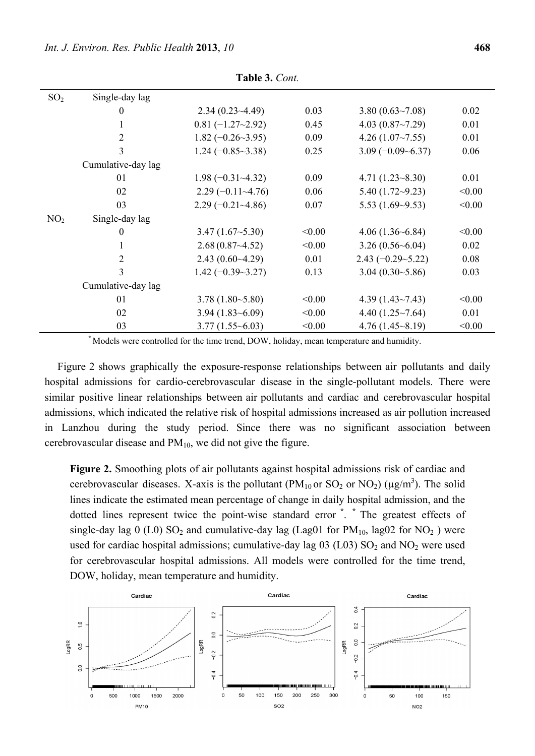**Table 3.** *Cont.*

| | | | | | |
|---|---|---|---|---|---|
| $SO_2$ | Single-day lag | | | | |
| | 0 | 2.34 (0.23~4.49) | 0.03 | 3.80 (0.63~7.08) | 0.02 |
| | 1 | 0.81 (−1.27~2.92) | 0.45 | 4.03 (0.87~7.29) | 0.01 |
| | 2 | 1.82 (−0.26~3.95) | 0.09 | 4.26 (1.07~7.55) | 0.01 |
| | 3 | 1.24 (−0.85~3.38) | 0.25 | 3.09 (−0.09~6.37) | 0.06 |
| | Cumulative-day lag | | | | |
| | 01 | 1.98 (−0.31~4.32) | 0.09 | 4.71 (1.23~8.30) | 0.01 |
| | 02 | 2.29 (−0.11~4.76) | 0.06 | 5.40 (1.72~9.23) | <0.00 |
| | 03 | 2.29 (−0.21~4.86) | 0.07 | 5.53 (1.69~9.53) | <0.00 |
| $NO_2$ | Single-day lag | | | | |
| | 0 | 3.47 (1.67~5.30) | <0.00 | 4.06 (1.36~6.84) | <0.00 |
| | 1 | 2.68 (0.87~4.52) | <0.00 | 3.26 (0.56~6.04) | 0.02 |
| | 2 | 2.43 (0.60~4.29) | 0.01 | 2.43 (−0.29~5.22) | 0.08 |
| | 3 | 1.42 (−0.39~3.27) | 0.13 | 3.04 (0.30~5.86) | 0.03 |
| | Cumulative-day lag | | | | |
| | 01 | 3.78 (1.80~5.80) | <0.00 | 4.39 (1.43~7.43) | <0.00 |
| | 02 | 3.94 (1.83~6.09) | <0.00 | 4.40 (1.25~7.64) | 0.01 |
| | 03 | 3.77 (1.55~6.03) | <0.00 | 4.76 (1.45~8.19) | <0.00 |

* Models were controlled for the time trend, DOW, holiday, mean temperature and humidity.

Figure 2 shows graphically the exposure-response relationships between air pollutants and daily hospital admissions for cardio-cerebrovascular disease in the single-pollutant models. There were similar positive linear relationships between air pollutants and cardiac and cerebrovascular hospital admissions, which indicated the relative risk of hospital admissions increased as air pollution increased in Lanzhou during the study period. Since there was no significant association between cerebrovascular disease and $PM_{10}$, we did not give the figure.

**Figure 2.** Smoothing plots of air pollutants against hospital admissions risk of cardiac and cerebrovascular diseases. X-axis is the pollutant ($PM_{10}$ or $SO_2$ or $NO_2$) ($\mu g/m^3$). The solid lines indicate the estimated mean percentage of change in daily hospital admission, and the dotted lines represent twice the point-wise standard error *. * The greatest effects of single-day lag 0 (L0) $SO_2$ and cumulative-day lag (Lag01 for $PM_{10}$, lag02 for $NO_2$ ) were used for cardiac hospital admissions; cumulative-day lag 03 (L03) $SO_2$ and $NO_2$ were used for cerebrovascular hospital admissions. All models were controlled for the time trend, DOW, holiday, mean temperature and humidity.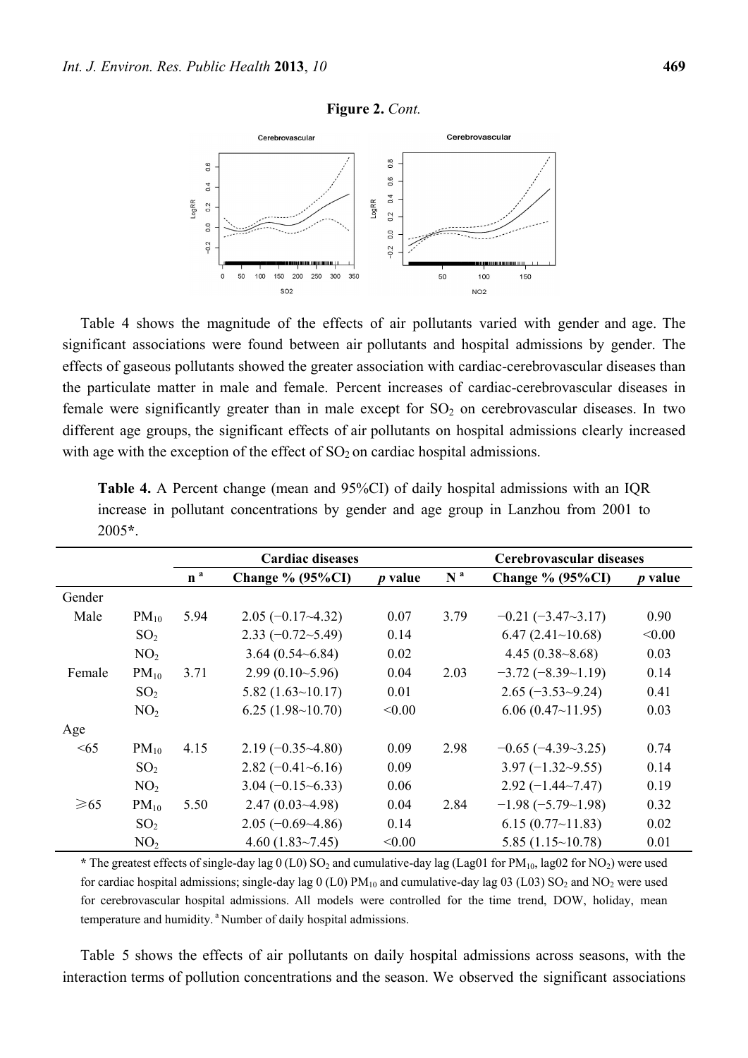**Figure 2.** *Cont.*

Table 4 shows the magnitude of the effects of air pollutants varied with gender and age. The significant associations were found between air pollutants and hospital admissions by gender. The effects of gaseous pollutants showed the greater association with cardiac-cerebrovascular diseases than the particulate matter in male and female. Percent increases of cardiac-cerebrovascular diseases in female were significantly greater than in male except for $SO_2$ on cerebrovascular diseases. In two different age groups, the significant effects of air pollutants on hospital admissions clearly increased with age with the exception of the effect of $SO_2$ on cardiac hospital admissions.

**Table 4.** A Percent change (mean and 95%CI) of daily hospital admissions with an IQR increase in pollutant concentrations by gender and age group in Lanzhou from 2001 to 2005*.

| | | **Cardiac diseases** | | | **Cerebrovascular diseases** | | |
|---|---|---|---|---|---|---|---|
| | | **n** [a] | **Change % (95%CI)** | ***p* value** | **N** [a] | **Change % (95%CI)** | ***p* value** |
| Gender | | | | | | | |
| Male | $PM_{10}$ | 5.94 | 2.05 (−0.17~4.32) | 0.07 | 3.79 | −0.21 (−3.47~3.17) | 0.90 |
| | $SO_2$ | | 2.33 (−0.72~5.49) | 0.14 | | 6.47 (2.41~10.68) | <0.00 |
| | $NO_2$ | | 3.64 (0.54~6.84) | 0.02 | | 4.45 (0.38~8.68) | 0.03 |
| Female | $PM_{10}$ | 3.71 | 2.99 (0.10~5.96) | 0.04 | 2.03 | −3.72 (−8.39~1.19) | 0.14 |
| | $SO_2$ | | 5.82 (1.63~10.17) | 0.01 | | 2.65 (−3.53~9.24) | 0.41 |
| | $NO_2$ | | 6.25 (1.98~10.70) | <0.00 | | 6.06 (0.47~11.95) | 0.03 |
| Age | | | | | | | |
| <65 | $PM_{10}$ | 4.15 | 2.19 (−0.35~4.80) | 0.09 | 2.98 | −0.65 (−4.39~3.25) | 0.74 |
| | $SO_2$ | | 2.82 (−0.41~6.16) | 0.09 | | 3.97 (−1.32~9.55) | 0.14 |
| | $NO_2$ | | 3.04 (−0.15~6.33) | 0.06 | | 2.92 (−1.44~7.47) | 0.19 |
| ≥65 | $PM_{10}$ | 5.50 | 2.47 (0.03~4.98) | 0.04 | 2.84 | −1.98 (−5.79~1.98) | 0.32 |
| | $SO_2$ | | 2.05 (−0.69~4.86) | 0.14 | | 6.15 (0.77~11.83) | 0.02 |
| | $NO_2$ | | 4.60 (1.83~7.45) | <0.00 | | 5.85 (1.15~10.78) | 0.01 |

* The greatest effects of single-day lag 0 (L0) $SO_2$ and cumulative-day lag (Lag01 for $PM_{10}$, lag02 for $NO_2$) were used for cardiac hospital admissions; single-day lag 0 (L0) $PM_{10}$ and cumulative-day lag 03 (L03) $SO_2$ and $NO_2$ were used for cerebrovascular hospital admissions. All models were controlled for the time trend, DOW, holiday, mean temperature and humidity. [a] Number of daily hospital admissions.

Table 5 shows the effects of air pollutants on daily hospital admissions across seasons, with the interaction terms of pollution concentrations and the season. We observed the significant associations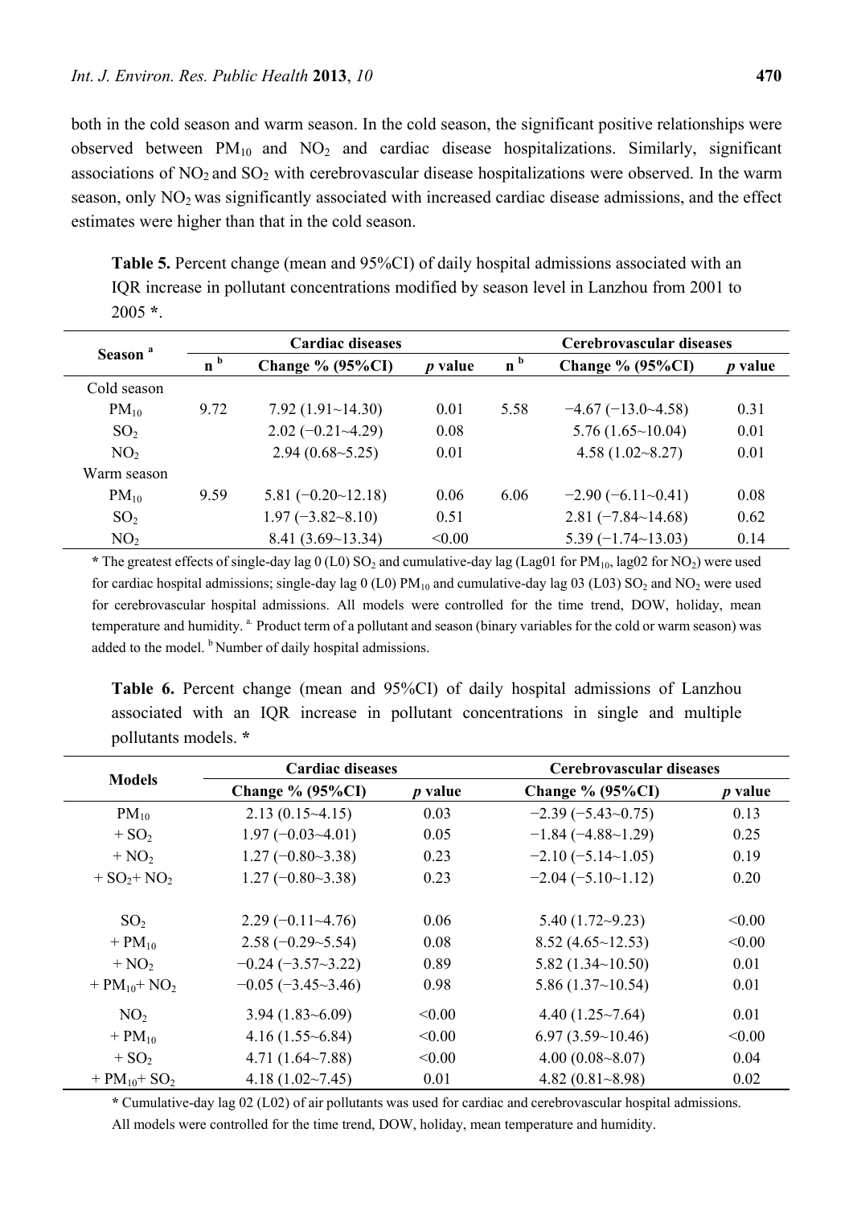both in the cold season and warm season. In the cold season, the significant positive relationships were observed between $PM_{10}$ and $NO_2$ and cardiac disease hospitalizations. Similarly, significant associations of $NO_2$ and $SO_2$ with cerebrovascular disease hospitalizations were observed. In the warm season, only $NO_2$ was significantly associated with increased cardiac disease admissions, and the effect estimates were higher than that in the cold season.

**Table 5.** Percent change (mean and 95%CI) of daily hospital admissions associated with an IQR increase in pollutant concentrations modified by season level in Lanzhou from 2001 to 2005 *.

| Season [a] | Cardiac diseases | | | Cerebrovascular diseases | | |
|---|---|---|---|---|---|---|
| | n [b] | Change % (95%CI) | *p* value | n [b] | Change % (95%CI) | *p* value |
| Cold season | | | | | | |
| $PM_{10}$ | 9.72 | 7.92 (1.91~14.30) | 0.01 | 5.58 | −4.67 (−13.0~4.58) | 0.31 |
| $SO_2$ | | 2.02 (−0.21~4.29) | 0.08 | | 5.76 (1.65~10.04) | 0.01 |
| $NO_2$ | | 2.94 (0.68~5.25) | 0.01 | | 4.58 (1.02~8.27) | 0.01 |
| Warm season | | | | | | |
| $PM_{10}$ | 9.59 | 5.81 (−0.20~12.18) | 0.06 | 6.06 | −2.90 (−6.11~0.41) | 0.08 |
| $SO_2$ | | 1.97 (−3.82~8.10) | 0.51 | | 2.81 (−7.84~14.68) | 0.62 |
| $NO_2$ | | 8.41 (3.69~13.34) | <0.00 | | 5.39 (−1.74~13.03) | 0.14 |

* The greatest effects of single-day lag 0 (L0) $SO_2$ and cumulative-day lag (Lag01 for $PM_{10}$, lag02 for $NO_2$) were used for cardiac hospital admissions; single-day lag 0 (L0) $PM_{10}$ and cumulative-day lag 03 (L03) $SO_2$ and $NO_2$ were used for cerebrovascular hospital admissions. All models were controlled for the time trend, DOW, holiday, mean temperature and humidity. [a] Product term of a pollutant and season (binary variables for the cold or warm season) was added to the model. [b] Number of daily hospital admissions.

**Table 6.** Percent change (mean and 95%CI) of daily hospital admissions of Lanzhou associated with an IQR increase in pollutant concentrations in single and multiple pollutants models. *

| Models | Cardiac diseases | | Cerebrovascular diseases | |
|---|---|---|---|---|
| | Change % (95%CI) | *p* value | Change % (95%CI) | *p* value |
| $PM_{10}$ | 2.13 (0.15~4.15) | 0.03 | −2.39 (−5.43~0.75) | 0.13 |
| + $SO_2$ | 1.97 (−0.03~4.01) | 0.05 | −1.84 (−4.88~1.29) | 0.25 |
| + $NO_2$ | 1.27 (−0.80~3.38) | 0.23 | −2.10 (−5.14~1.05) | 0.19 |
| + $SO_2$+ $NO_2$ | 1.27 (−0.80~3.38) | 0.23 | −2.04 (−5.10~1.12) | 0.20 |
| $SO_2$ | 2.29 (−0.11~4.76) | 0.06 | 5.40 (1.72~9.23) | <0.00 |
| + $PM_{10}$ | 2.58 (−0.29~5.54) | 0.08 | 8.52 (4.65~12.53) | <0.00 |
| + $NO_2$ | −0.24 (−3.57~3.22) | 0.89 | 5.82 (1.34~10.50) | 0.01 |
| + $PM_{10}$+ $NO_2$ | −0.05 (−3.45~3.46) | 0.98 | 5.86 (1.37~10.54) | 0.01 |
| $NO_2$ | 3.94 (1.83~6.09) | <0.00 | 4.40 (1.25~7.64) | 0.01 |
| + $PM_{10}$ | 4.16 (1.55~6.84) | <0.00 | 6.97 (3.59~10.46) | <0.00 |
| + $SO_2$ | 4.71 (1.64~7.88) | <0.00 | 4.00 (0.08~8.07) | 0.04 |
| + $PM_{10}$+ $SO_2$ | 4.18 (1.02~7.45) | 0.01 | 4.82 (0.81~8.98) | 0.02 |

* Cumulative-day lag 02 (L02) of air pollutants was used for cardiac and cerebrovascular hospital admissions. All models were controlled for the time trend, DOW, holiday, mean temperature and humidity.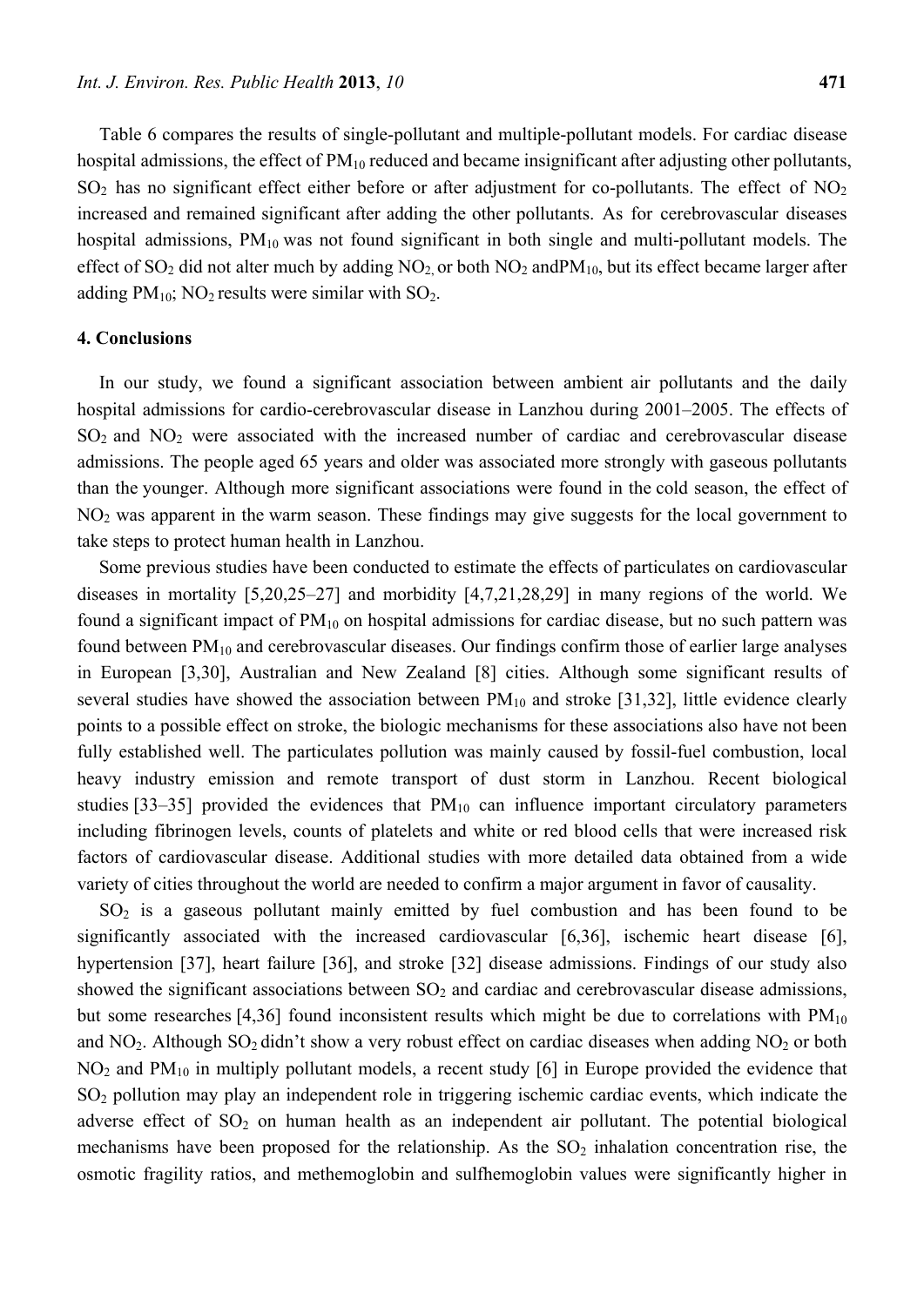Table 6 compares the results of single-pollutant and multiple-pollutant models. For cardiac disease hospital admissions, the effect of $PM_{10}$ reduced and became insignificant after adjusting other pollutants, $SO_2$ has no significant effect either before or after adjustment for co-pollutants. The effect of $NO_2$ increased and remained significant after adding the other pollutants. As for cerebrovascular diseases hospital admissions, $PM_{10}$ was not found significant in both single and multi-pollutant models. The effect of $SO_2$ did not alter much by adding $NO_2$, or both $NO_2$ and$PM_{10}$, but its effect became larger after adding $PM_{10}$; $NO_2$ results were similar with $SO_2$.

## 4. Conclusions

In our study, we found a significant association between ambient air pollutants and the daily hospital admissions for cardio-cerebrovascular disease in Lanzhou during 2001–2005. The effects of $SO_2$ and $NO_2$ were associated with the increased number of cardiac and cerebrovascular disease admissions. The people aged 65 years and older was associated more strongly with gaseous pollutants than the younger. Although more significant associations were found in the cold season, the effect of $NO_2$ was apparent in the warm season. These findings may give suggests for the local government to take steps to protect human health in Lanzhou.

Some previous studies have been conducted to estimate the effects of particulates on cardiovascular diseases in mortality [5,20,25–27] and morbidity [4,7,21,28,29] in many regions of the world. We found a significant impact of $PM_{10}$ on hospital admissions for cardiac disease, but no such pattern was found between $PM_{10}$ and cerebrovascular diseases. Our findings confirm those of earlier large analyses in European [3,30], Australian and New Zealand [8] cities. Although some significant results of several studies have showed the association between $PM_{10}$ and stroke [31,32], little evidence clearly points to a possible effect on stroke, the biologic mechanisms for these associations also have not been fully established well. The particulates pollution was mainly caused by fossil-fuel combustion, local heavy industry emission and remote transport of dust storm in Lanzhou. Recent biological studies [33–35] provided the evidences that $PM_{10}$ can influence important circulatory parameters including fibrinogen levels, counts of platelets and white or red blood cells that were increased risk factors of cardiovascular disease. Additional studies with more detailed data obtained from a wide variety of cities throughout the world are needed to confirm a major argument in favor of causality.

$SO_2$ is a gaseous pollutant mainly emitted by fuel combustion and has been found to be significantly associated with the increased cardiovascular [6,36], ischemic heart disease [6], hypertension [37], heart failure [36], and stroke [32] disease admissions. Findings of our study also showed the significant associations between $SO_2$ and cardiac and cerebrovascular disease admissions, but some researches [4,36] found inconsistent results which might be due to correlations with $PM_{10}$ and $NO_2$. Although $SO_2$ didn't show a very robust effect on cardiac diseases when adding $NO_2$ or both $NO_2$ and $PM_{10}$ in multiply pollutant models, a recent study [6] in Europe provided the evidence that $SO_2$ pollution may play an independent role in triggering ischemic cardiac events, which indicate the adverse effect of $SO_2$ on human health as an independent air pollutant. The potential biological mechanisms have been proposed for the relationship. As the $SO_2$ inhalation concentration rise, the osmotic fragility ratios, and methemoglobin and sulfhemoglobin values were significantly higher in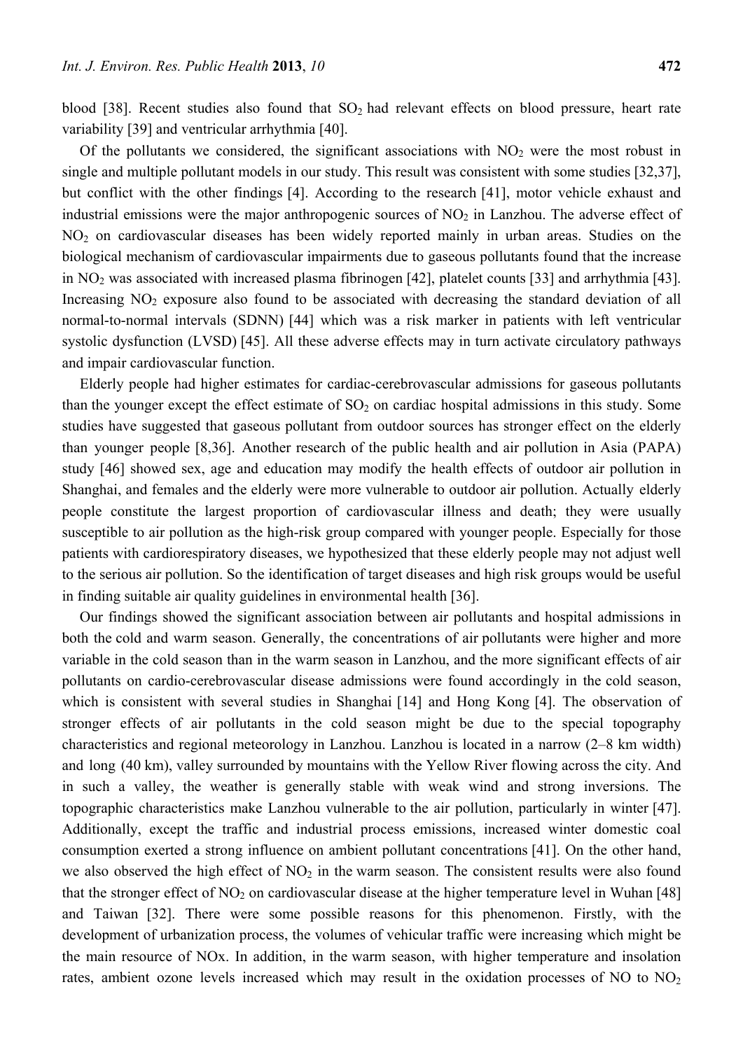blood [38]. Recent studies also found that $SO_2$ had relevant effects on blood pressure, heart rate variability [39] and ventricular arrhythmia [40].

Of the pollutants we considered, the significant associations with $NO_2$ were the most robust in single and multiple pollutant models in our study. This result was consistent with some studies [32,37], but conflict with the other findings [4]. According to the research [41], motor vehicle exhaust and industrial emissions were the major anthropogenic sources of $NO_2$ in Lanzhou. The adverse effect of $NO_2$ on cardiovascular diseases has been widely reported mainly in urban areas. Studies on the biological mechanism of cardiovascular impairments due to gaseous pollutants found that the increase in $NO_2$ was associated with increased plasma fibrinogen [42], platelet counts [33] and arrhythmia [43]. Increasing $NO_2$ exposure also found to be associated with decreasing the standard deviation of all normal-to-normal intervals (SDNN) [44] which was a risk marker in patients with left ventricular systolic dysfunction (LVSD) [45]. All these adverse effects may in turn activate circulatory pathways and impair cardiovascular function.

Elderly people had higher estimates for cardiac-cerebrovascular admissions for gaseous pollutants than the younger except the effect estimate of $SO_2$ on cardiac hospital admissions in this study. Some studies have suggested that gaseous pollutant from outdoor sources has stronger effect on the elderly than younger people [8,36]. Another research of the public health and air pollution in Asia (PAPA) study [46] showed sex, age and education may modify the health effects of outdoor air pollution in Shanghai, and females and the elderly were more vulnerable to outdoor air pollution. Actually elderly people constitute the largest proportion of cardiovascular illness and death; they were usually susceptible to air pollution as the high-risk group compared with younger people. Especially for those patients with cardiorespiratory diseases, we hypothesized that these elderly people may not adjust well to the serious air pollution. So the identification of target diseases and high risk groups would be useful in finding suitable air quality guidelines in environmental health [36].

Our findings showed the significant association between air pollutants and hospital admissions in both the cold and warm season. Generally, the concentrations of air pollutants were higher and more variable in the cold season than in the warm season in Lanzhou, and the more significant effects of air pollutants on cardio-cerebrovascular disease admissions were found accordingly in the cold season, which is consistent with several studies in Shanghai [14] and Hong Kong [4]. The observation of stronger effects of air pollutants in the cold season might be due to the special topography characteristics and regional meteorology in Lanzhou. Lanzhou is located in a narrow (2–8 km width) and long (40 km), valley surrounded by mountains with the Yellow River flowing across the city. And in such a valley, the weather is generally stable with weak wind and strong inversions. The topographic characteristics make Lanzhou vulnerable to the air pollution, particularly in winter [47]. Additionally, except the traffic and industrial process emissions, increased winter domestic coal consumption exerted a strong influence on ambient pollutant concentrations [41]. On the other hand, we also observed the high effect of $NO_2$ in the warm season. The consistent results were also found that the stronger effect of $NO_2$ on cardiovascular disease at the higher temperature level in Wuhan [48] and Taiwan [32]. There were some possible reasons for this phenomenon. Firstly, with the development of urbanization process, the volumes of vehicular traffic were increasing which might be the main resource of NOx. In addition, in the warm season, with higher temperature and insolation rates, ambient ozone levels increased which may result in the oxidation processes of NO to $NO_2$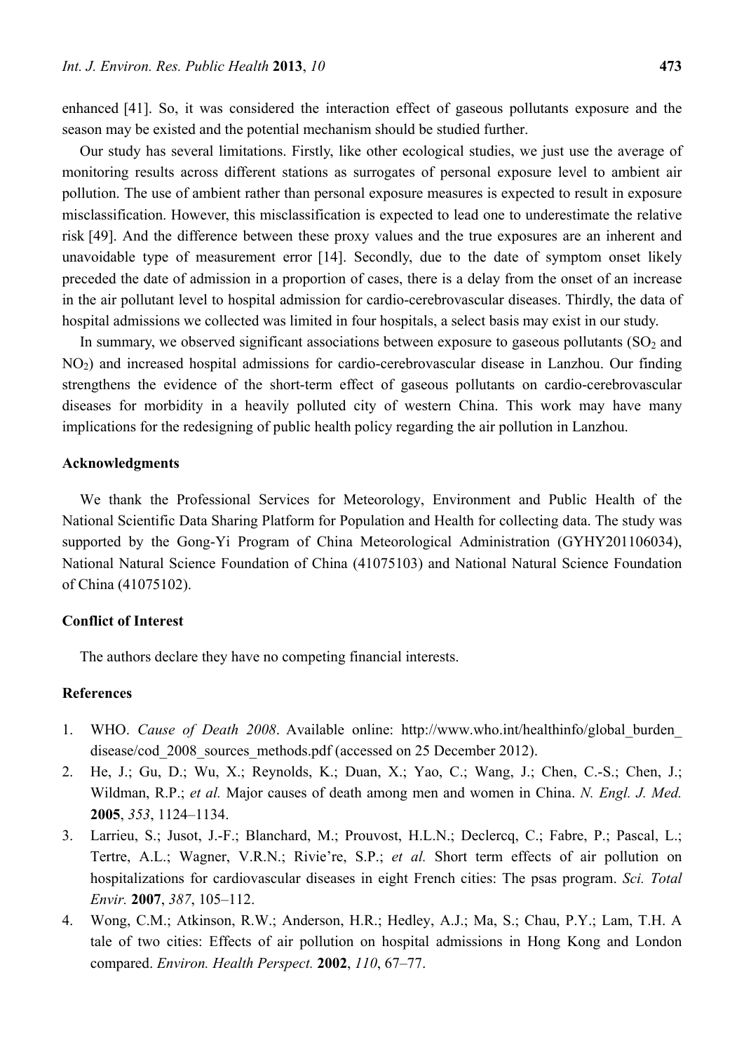enhanced [41]. So, it was considered the interaction effect of gaseous pollutants exposure and the season may be existed and the potential mechanism should be studied further.

Our study has several limitations. Firstly, like other ecological studies, we just use the average of monitoring results across different stations as surrogates of personal exposure level to ambient air pollution. The use of ambient rather than personal exposure measures is expected to result in exposure misclassification. However, this misclassification is expected to lead one to underestimate the relative risk [49]. And the difference between these proxy values and the true exposures are an inherent and unavoidable type of measurement error [14]. Secondly, due to the date of symptom onset likely preceded the date of admission in a proportion of cases, there is a delay from the onset of an increase in the air pollutant level to hospital admission for cardio-cerebrovascular diseases. Thirdly, the data of hospital admissions we collected was limited in four hospitals, a select basis may exist in our study.

In summary, we observed significant associations between exposure to gaseous pollutants ($SO_2$ and $NO_2$) and increased hospital admissions for cardio-cerebrovascular disease in Lanzhou. Our finding strengthens the evidence of the short-term effect of gaseous pollutants on cardio-cerebrovascular diseases for morbidity in a heavily polluted city of western China. This work may have many implications for the redesigning of public health policy regarding the air pollution in Lanzhou.

## Acknowledgments

We thank the Professional Services for Meteorology, Environment and Public Health of the National Scientific Data Sharing Platform for Population and Health for collecting data. The study was supported by the Gong-Yi Program of China Meteorological Administration (GYHY201106034), National Natural Science Foundation of China (41075103) and National Natural Science Foundation of China (41075102).

## Conflict of Interest

The authors declare they have no competing financial interests.

## References

1. WHO. *Cause of Death 2008*. Available online: http://www.who.int/healthinfo/global_burden_disease/cod_2008_sources_methods.pdf (accessed on 25 December 2012).
2. He, J.; Gu, D.; Wu, X.; Reynolds, K.; Duan, X.; Yao, C.; Wang, J.; Chen, C.-S.; Chen, J.; Wildman, R.P.; *et al.* Major causes of death among men and women in China. *N. Engl. J. Med.* **2005**, *353*, 1124–1134.
3. Larrieu, S.; Jusot, J.-F.; Blanchard, M.; Prouvost, H.L.N.; Declercq, C.; Fabre, P.; Pascal, L.; Tertre, A.L.; Wagner, V.R.N.; Rivie're, S.P.; *et al.* Short term effects of air pollution on hospitalizations for cardiovascular diseases in eight French cities: The psas program. *Sci. Total Envir.* **2007**, *387*, 105–112.
4. Wong, C.M.; Atkinson, R.W.; Anderson, H.R.; Hedley, A.J.; Ma, S.; Chau, P.Y.; Lam, T.H. A tale of two cities: Effects of air pollution on hospital admissions in Hong Kong and London compared. *Environ. Health Perspect.* **2002**, *110*, 67–77.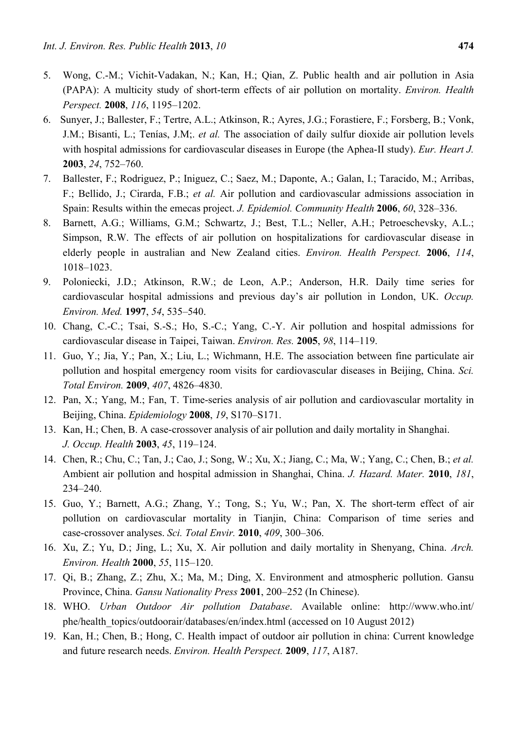5. Wong, C.-M.; Vichit-Vadakan, N.; Kan, H.; Qian, Z. Public health and air pollution in Asia (PAPA): A multicity study of short-term effects of air pollution on mortality. *Environ. Health Perspect.* **2008**, *116*, 1195–1202.
6. Sunyer, J.; Ballester, F.; Tertre, A.L.; Atkinson, R.; Ayres, J.G.; Forastiere, F.; Forsberg, B.; Vonk, J.M.; Bisanti, L.; Tenías, J.M;. *et al.* The association of daily sulfur dioxide air pollution levels with hospital admissions for cardiovascular diseases in Europe (the Aphea-II study). *Eur. Heart J.* **2003**, *24*, 752–760.
7. Ballester, F.; Rodriguez, P.; Iniguez, C.; Saez, M.; Daponte, A.; Galan, I.; Taracido, M.; Arribas, F.; Bellido, J.; Cirarda, F.B.; *et al.* Air pollution and cardiovascular admissions association in Spain: Results within the emecas project. *J. Epidemiol. Community Health* **2006**, *60*, 328–336.
8. Barnett, A.G.; Williams, G.M.; Schwartz, J.; Best, T.L.; Neller, A.H.; Petroeschevsky, A.L.; Simpson, R.W. The effects of air pollution on hospitalizations for cardiovascular disease in elderly people in australian and New Zealand cities. *Environ. Health Perspect.* **2006**, *114*, 1018–1023.
9. Poloniecki, J.D.; Atkinson, R.W.; de Leon, A.P.; Anderson, H.R. Daily time series for cardiovascular hospital admissions and previous day's air pollution in London, UK. *Occup. Environ. Med.* **1997**, *54*, 535–540.
10. Chang, C.-C.; Tsai, S.-S.; Ho, S.-C.; Yang, C.-Y. Air pollution and hospital admissions for cardiovascular disease in Taipei, Taiwan. *Environ. Res.* **2005**, *98*, 114–119.
11. Guo, Y.; Jia, Y.; Pan, X.; Liu, L.; Wichmann, H.E. The association between fine particulate air pollution and hospital emergency room visits for cardiovascular diseases in Beijing, China. *Sci. Total Environ.* **2009**, *407*, 4826–4830.
12. Pan, X.; Yang, M.; Fan, T. Time-series analysis of air pollution and cardiovascular mortality in Beijing, China. *Epidemiology* **2008**, *19*, S170–S171.
13. Kan, H.; Chen, B. A case-crossover analysis of air pollution and daily mortality in Shanghai. *J. Occup. Health* **2003**, *45*, 119–124.
14. Chen, R.; Chu, C.; Tan, J.; Cao, J.; Song, W.; Xu, X.; Jiang, C.; Ma, W.; Yang, C.; Chen, B.; *et al.* Ambient air pollution and hospital admission in Shanghai, China. *J. Hazard. Mater.* **2010**, *181*, 234–240.
15. Guo, Y.; Barnett, A.G.; Zhang, Y.; Tong, S.; Yu, W.; Pan, X. The short-term effect of air pollution on cardiovascular mortality in Tianjin, China: Comparison of time series and case-crossover analyses. *Sci. Total Envir.* **2010**, *409*, 300–306.
16. Xu, Z.; Yu, D.; Jing, L.; Xu, X. Air pollution and daily mortality in Shenyang, China. *Arch. Environ. Health* **2000**, *55*, 115–120.
17. Qi, B.; Zhang, Z.; Zhu, X.; Ma, M.; Ding, X. Environment and atmospheric pollution. Gansu Province, China. *Gansu Nationality Press* **2001**, 200–252 (In Chinese).
18. WHO. *Urban Outdoor Air pollution Database*. Available online: http://www.who.int/phe/health_topics/outdoorair/databases/en/index.html (accessed on 10 August 2012)
19. Kan, H.; Chen, B.; Hong, C. Health impact of outdoor air pollution in china: Current knowledge and future research needs. *Environ. Health Perspect.* **2009**, *117*, A187.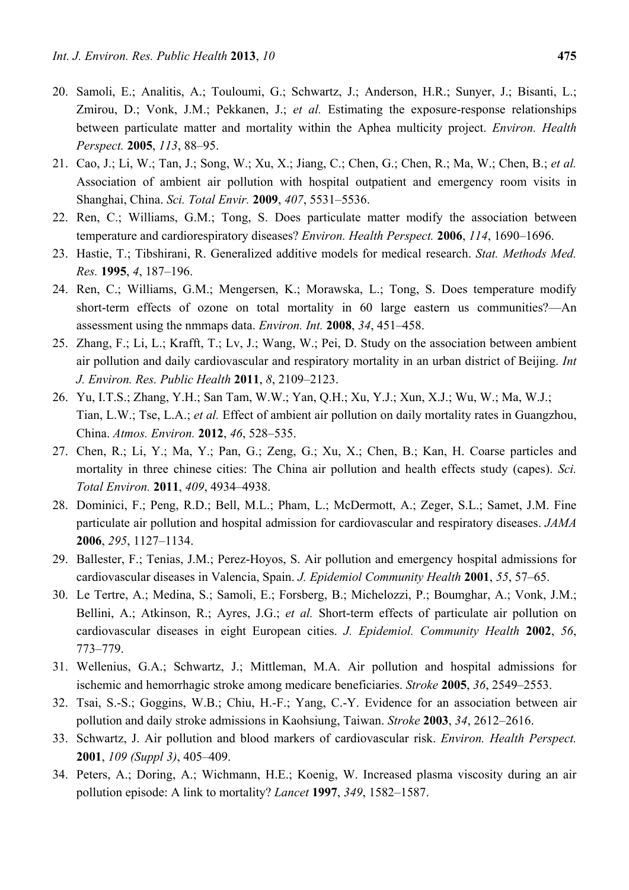20. Samoli, E.; Analitis, A.; Touloumi, G.; Schwartz, J.; Anderson, H.R.; Sunyer, J.; Bisanti, L.; Zmirou, D.; Vonk, J.M.; Pekkanen, J.; *et al.* Estimating the exposure-response relationships between particulate matter and mortality within the Aphea multicity project. *Environ. Health Perspect.* **2005**, *113*, 88–95.
21. Cao, J.; Li, W.; Tan, J.; Song, W.; Xu, X.; Jiang, C.; Chen, G.; Chen, R.; Ma, W.; Chen, B.; *et al.* Association of ambient air pollution with hospital outpatient and emergency room visits in Shanghai, China. *Sci. Total Envir.* **2009**, *407*, 5531–5536.
22. Ren, C.; Williams, G.M.; Tong, S. Does particulate matter modify the association between temperature and cardiorespiratory diseases? *Environ. Health Perspect.* **2006**, *114*, 1690–1696.
23. Hastie, T.; Tibshirani, R. Generalized additive models for medical research. *Stat. Methods Med. Res.* **1995**, *4*, 187–196.
24. Ren, C.; Williams, G.M.; Mengersen, K.; Morawska, L.; Tong, S. Does temperature modify short-term effects of ozone on total mortality in 60 large eastern us communities?—An assessment using the nmmaps data. *Environ. Int.* **2008**, *34*, 451–458.
25. Zhang, F.; Li, L.; Krafft, T.; Lv, J.; Wang, W.; Pei, D. Study on the association between ambient air pollution and daily cardiovascular and respiratory mortality in an urban district of Beijing. *Int J. Environ. Res. Public Health* **2011**, *8*, 2109–2123.
26. Yu, I.T.S.; Zhang, Y.H.; San Tam, W.W.; Yan, Q.H.; Xu, Y.J.; Xun, X.J.; Wu, W.; Ma, W.J.; Tian, L.W.; Tse, L.A.; *et al.* Effect of ambient air pollution on daily mortality rates in Guangzhou, China. *Atmos. Environ.* **2012**, *46*, 528–535.
27. Chen, R.; Li, Y.; Ma, Y.; Pan, G.; Zeng, G.; Xu, X.; Chen, B.; Kan, H. Coarse particles and mortality in three chinese cities: The China air pollution and health effects study (capes). *Sci. Total Environ.* **2011**, *409*, 4934–4938.
28. Dominici, F.; Peng, R.D.; Bell, M.L.; Pham, L.; McDermott, A.; Zeger, S.L.; Samet, J.M. Fine particulate air pollution and hospital admission for cardiovascular and respiratory diseases. *JAMA* **2006**, *295*, 1127–1134.
29. Ballester, F.; Tenias, J.M.; Perez-Hoyos, S. Air pollution and emergency hospital admissions for cardiovascular diseases in Valencia, Spain. *J. Epidemiol Community Health* **2001**, *55*, 57–65.
30. Le Tertre, A.; Medina, S.; Samoli, E.; Forsberg, B.; Michelozzi, P.; Boumghar, A.; Vonk, J.M.; Bellini, A.; Atkinson, R.; Ayres, J.G.; *et al.* Short-term effects of particulate air pollution on cardiovascular diseases in eight European cities. *J. Epidemiol. Community Health* **2002**, *56*, 773–779.
31. Wellenius, G.A.; Schwartz, J.; Mittleman, M.A. Air pollution and hospital admissions for ischemic and hemorrhagic stroke among medicare beneficiaries. *Stroke* **2005**, *36*, 2549–2553.
32. Tsai, S.-S.; Goggins, W.B.; Chiu, H.-F.; Yang, C.-Y. Evidence for an association between air pollution and daily stroke admissions in Kaohsiung, Taiwan. *Stroke* **2003**, *34*, 2612–2616.
33. Schwartz, J. Air pollution and blood markers of cardiovascular risk. *Environ. Health Perspect.* **2001**, *109 (Suppl 3)*, 405–409.
34. Peters, A.; Doring, A.; Wichmann, H.E.; Koenig, W. Increased plasma viscosity during an air pollution episode: A link to mortality? *Lancet* **1997**, *349*, 1582–1587.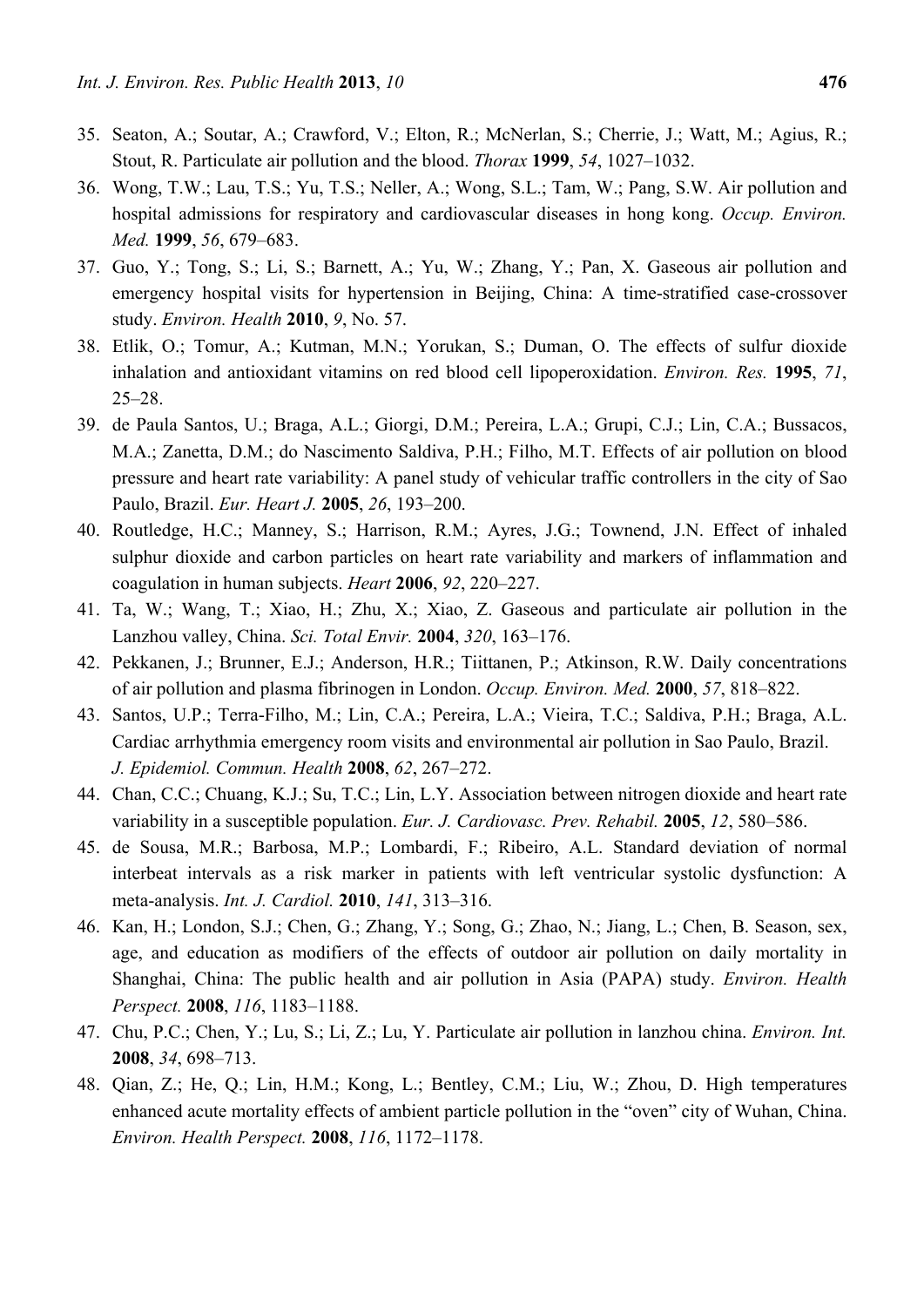35. Seaton, A.; Soutar, A.; Crawford, V.; Elton, R.; McNerlan, S.; Cherrie, J.; Watt, M.; Agius, R.; Stout, R. Particulate air pollution and the blood. *Thorax* **1999**, *54*, 1027–1032.
36. Wong, T.W.; Lau, T.S.; Yu, T.S.; Neller, A.; Wong, S.L.; Tam, W.; Pang, S.W. Air pollution and hospital admissions for respiratory and cardiovascular diseases in hong kong. *Occup. Environ. Med.* **1999**, *56*, 679–683.
37. Guo, Y.; Tong, S.; Li, S.; Barnett, A.; Yu, W.; Zhang, Y.; Pan, X. Gaseous air pollution and emergency hospital visits for hypertension in Beijing, China: A time-stratified case-crossover study. *Environ. Health* **2010**, *9*, No. 57.
38. Etlik, O.; Tomur, A.; Kutman, M.N.; Yorukan, S.; Duman, O. The effects of sulfur dioxide inhalation and antioxidant vitamins on red blood cell lipoperoxidation. *Environ. Res.* **1995**, *71*, 25–28.
39. de Paula Santos, U.; Braga, A.L.; Giorgi, D.M.; Pereira, L.A.; Grupi, C.J.; Lin, C.A.; Bussacos, M.A.; Zanetta, D.M.; do Nascimento Saldiva, P.H.; Filho, M.T. Effects of air pollution on blood pressure and heart rate variability: A panel study of vehicular traffic controllers in the city of Sao Paulo, Brazil. *Eur. Heart J.* **2005**, *26*, 193–200.
40. Routledge, H.C.; Manney, S.; Harrison, R.M.; Ayres, J.G.; Townend, J.N. Effect of inhaled sulphur dioxide and carbon particles on heart rate variability and markers of inflammation and coagulation in human subjects. *Heart* **2006**, *92*, 220–227.
41. Ta, W.; Wang, T.; Xiao, H.; Zhu, X.; Xiao, Z. Gaseous and particulate air pollution in the Lanzhou valley, China. *Sci. Total Envir.* **2004**, *320*, 163–176.
42. Pekkanen, J.; Brunner, E.J.; Anderson, H.R.; Tiittanen, P.; Atkinson, R.W. Daily concentrations of air pollution and plasma fibrinogen in London. *Occup. Environ. Med.* **2000**, *57*, 818–822.
43. Santos, U.P.; Terra-Filho, M.; Lin, C.A.; Pereira, L.A.; Vieira, T.C.; Saldiva, P.H.; Braga, A.L. Cardiac arrhythmia emergency room visits and environmental air pollution in Sao Paulo, Brazil. *J. Epidemiol. Commun. Health* **2008**, *62*, 267–272.
44. Chan, C.C.; Chuang, K.J.; Su, T.C.; Lin, L.Y. Association between nitrogen dioxide and heart rate variability in a susceptible population. *Eur. J. Cardiovasc. Prev. Rehabil.* **2005**, *12*, 580–586.
45. de Sousa, M.R.; Barbosa, M.P.; Lombardi, F.; Ribeiro, A.L. Standard deviation of normal interbeat intervals as a risk marker in patients with left ventricular systolic dysfunction: A meta-analysis. *Int. J. Cardiol.* **2010**, *141*, 313–316.
46. Kan, H.; London, S.J.; Chen, G.; Zhang, Y.; Song, G.; Zhao, N.; Jiang, L.; Chen, B. Season, sex, age, and education as modifiers of the effects of outdoor air pollution on daily mortality in Shanghai, China: The public health and air pollution in Asia (PAPA) study. *Environ. Health Perspect.* **2008**, *116*, 1183–1188.
47. Chu, P.C.; Chen, Y.; Lu, S.; Li, Z.; Lu, Y. Particulate air pollution in lanzhou china. *Environ. Int.* **2008**, *34*, 698–713.
48. Qian, Z.; He, Q.; Lin, H.M.; Kong, L.; Bentley, C.M.; Liu, W.; Zhou, D. High temperatures enhanced acute mortality effects of ambient particle pollution in the "oven" city of Wuhan, China. *Environ. Health Perspect.* **2008**, *116*, 1172–1178.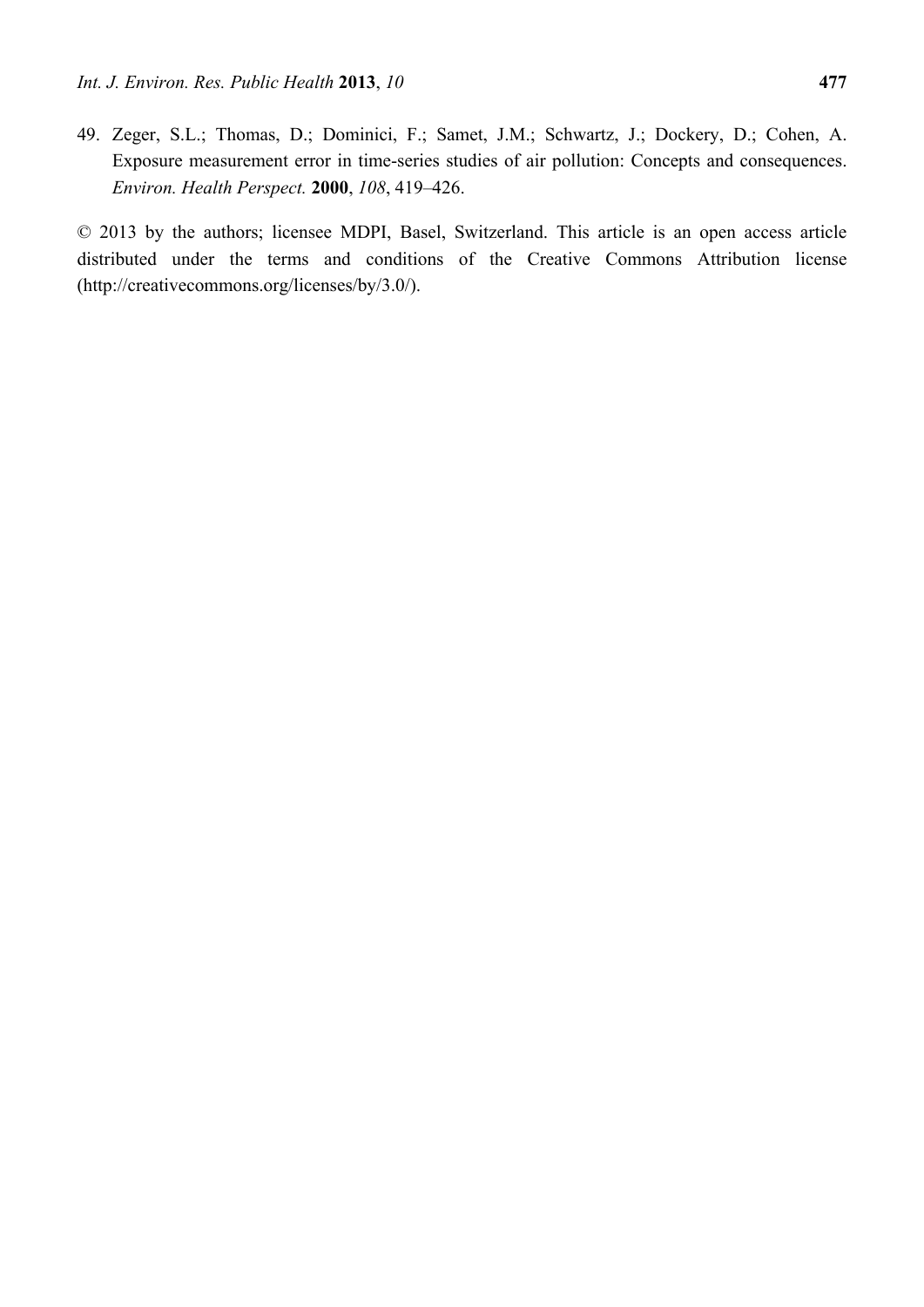49. Zeger, S.L.; Thomas, D.; Dominici, F.; Samet, J.M.; Schwartz, J.; Dockery, D.; Cohen, A. Exposure measurement error in time-series studies of air pollution: Concepts and consequences. *Environ. Health Perspect.* **2000**, *108*, 419–426.

© 2013 by the authors; licensee MDPI, Basel, Switzerland. This article is an open access article distributed under the terms and conditions of the Creative Commons Attribution license (http://creativecommons.org/licenses/by/3.0/).